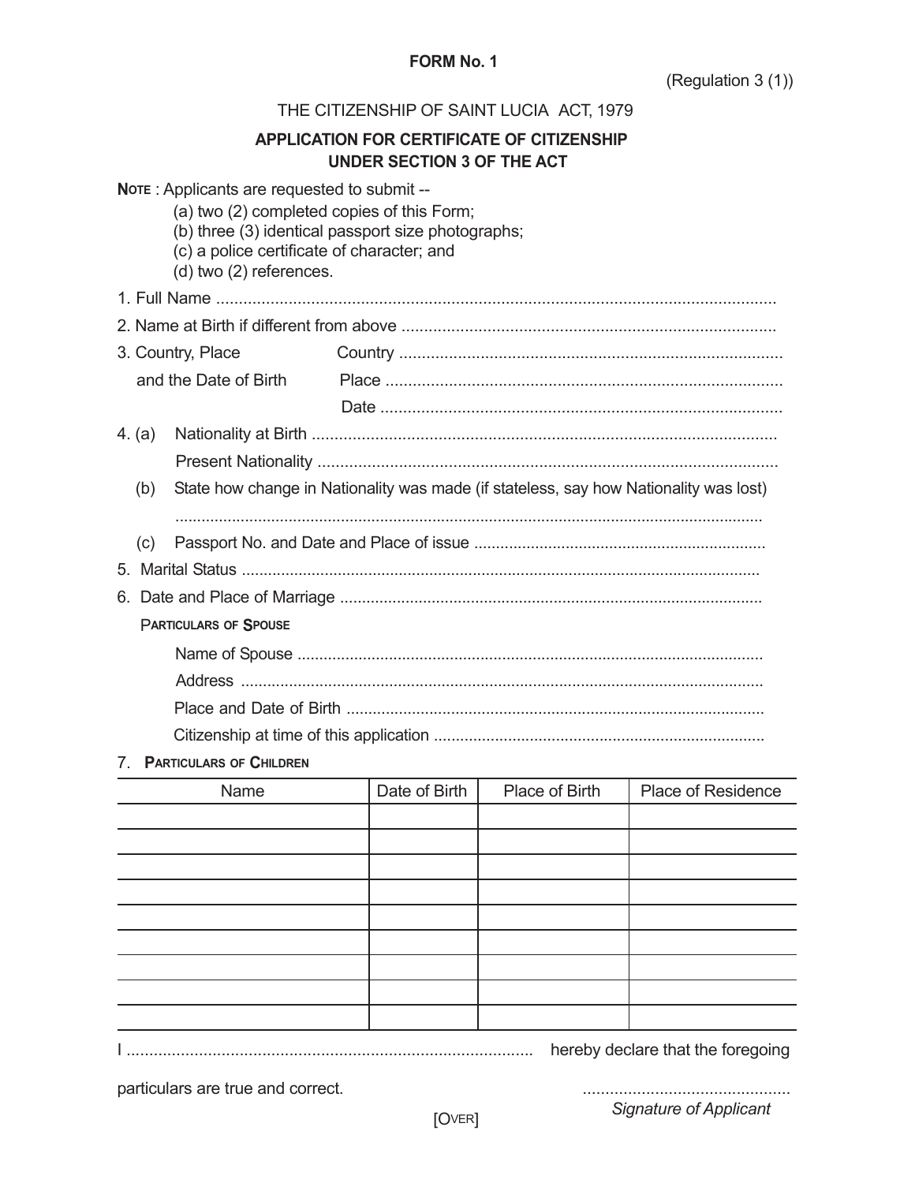**FORM No. 1**

(Regulation 3 (1))

THE CITIZENSHIP OF SAINT LUCIA ACT, 1979

**APPLICATION FOR CERTIFICATE OF CITIZENSHIP UNDER SECTION 3 OF THE ACT**

**NOTE** : Applicants are requested to submit --

(a) two (2) completed copies of this Form;
(b) three (3) identical passport size photographs;
(c) a police certificate of character; and
(d) two (2) references.

1. Full Name ..........................................................................................................................

2. Name at Birth if different from above ..................................................................................

3. Country, Place and the Date of Birth
   Country ....................................................................................
   Place .......................................................................................
   Date ........................................................................................

4. (a) Nationality at Birth .......................................................................................................
   Present Nationality ......................................................................................................
   (b) State how change in Nationality was made (if stateless, say how Nationality was lost)
   .....................................................................................................................................
   (c) Passport No. and Date and Place of issue ..................................................................

5. Marital Status ......................................................................................................................

6. Date and Place of Marriage ...............................................................................................

**PARTICULARS OF SPOUSE**

Name of Spouse .........................................................................................................
Address ......................................................................................................................
Place and Date of Birth ..............................................................................................
Citizenship at time of this application ..........................................................................

7. **PARTICULARS OF CHILDREN**

| Name | Date of Birth | Place of Birth | Place of Residence |
|---|---|---|---|
| | | | |
| | | | |
| | | | |
| | | | |
| | | | |
| | | | |
| | | | |
| | | | |
| | | | |

I .......................................................................................... hereby declare that the foregoing particulars are true and correct.

..............................................
*Signature of Applicant*

[OVER]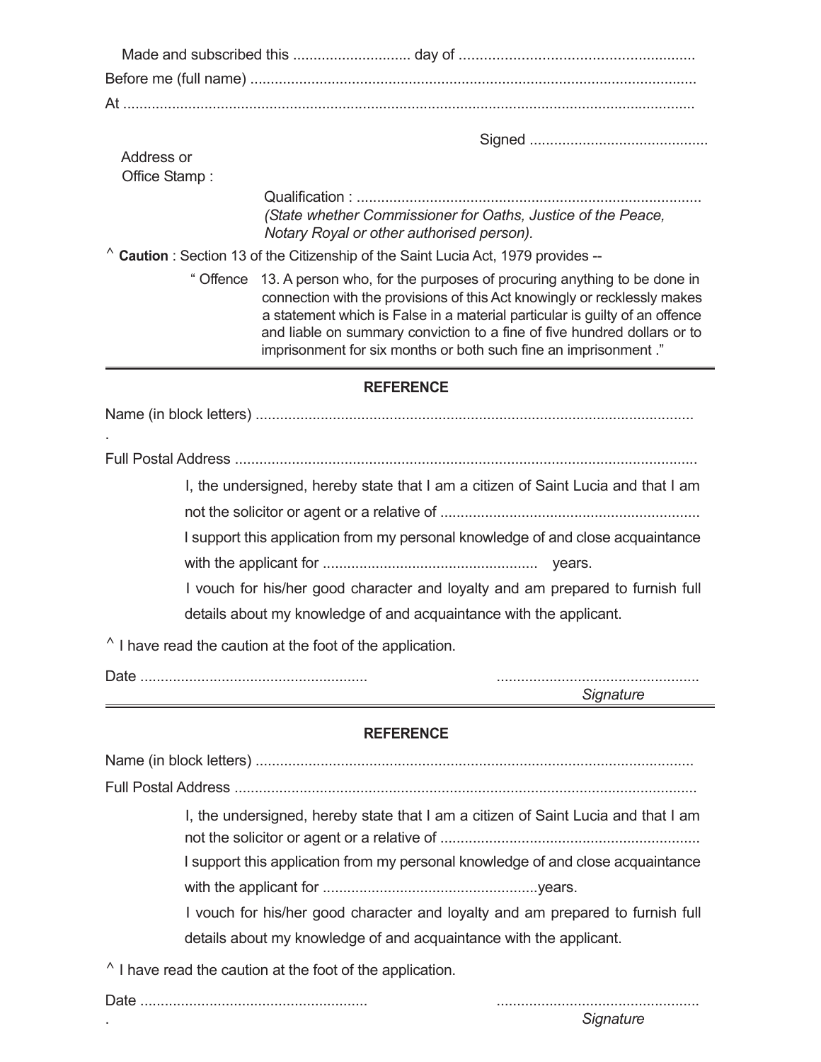Made and subscribed this ............................ day of .........................................................

Before me (full name) ..............................................................................................................

At .............................................................................................................................................

Signed ...........................................

Address or
Office Stamp :

Qualification : .....................................................................................
*(State whether Commissioner for Oaths, Justice of the Peace, Notary Royal or other authorised person).*

^ **Caution** : Section 13 of the Citizenship of the Saint Lucia Act, 1979 provides --

" Offence 13. A person who, for the purposes of procuring anything to be done in connection with the provisions of this Act knowingly or recklessly makes a statement which is False in a material particular is guilty of an offence and liable on summary conviction to a fine of five hundred dollars or to imprisonment for six months or both such fine an imprisonment ."

---

**REFERENCE**

Name (in block letters) ...........................................................................................................

Full Postal Address .................................................................................................................

I, the undersigned, hereby state that I am a citizen of Saint Lucia and that I am not the solicitor or agent or a relative of ...............................................................

I support this application from my personal knowledge of and close acquaintance with the applicant for .................................................... years.

I vouch for his/her good character and loyalty and am prepared to furnish full details about my knowledge of and acquaintance with the applicant.

^ I have read the caution at the foot of the application.

Date .......................................................   .................................................
*Signature*

---

**REFERENCE**

Name (in block letters) ...........................................................................................................

Full Postal Address .................................................................................................................

I, the undersigned, hereby state that I am a citizen of Saint Lucia and that I am not the solicitor or agent or a relative of ...............................................................

I support this application from my personal knowledge of and close acquaintance with the applicant for ....................................................years.

I vouch for his/her good character and loyalty and am prepared to furnish full details about my knowledge of and acquaintance with the applicant.

^ I have read the caution at the foot of the application.

Date .......................................................   .................................................
*Signature*